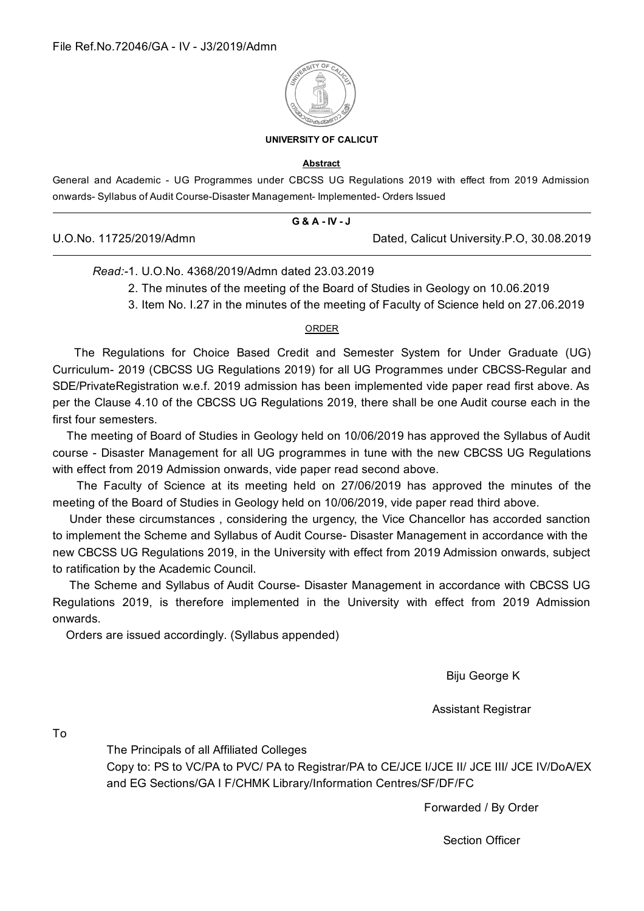File Ref.No.72046/GA - IV - J3/2019/Admn

**UNIVERSITY OF CALICUT**

**Abstract**

General and Academic - UG Programmes under CBCSS UG Regulations 2019 with effect from 2019 Admission onwards- Syllabus of Audit Course-Disaster Management- Implemented- Orders Issued

**G & A - IV - J**

U.O.No. 11725/2019/Admn — Dated, Calicut University.P.O, 30.08.2019

*Read:*-1. U.O.No. 4368/2019/Admn dated 23.03.2019

2. The minutes of the meeting of the Board of Studies in Geology on 10.06.2019

3. Item No. I.27 in the minutes of the meeting of Faculty of Science held on 27.06.2019

ORDER

The Regulations for Choice Based Credit and Semester System for Under Graduate (UG) Curriculum- 2019 (CBCSS UG Regulations 2019) for all UG Programmes under CBCSS-Regular and SDE/PrivateRegistration w.e.f. 2019 admission has been implemented vide paper read first above. As per the Clause 4.10 of the CBCSS UG Regulations 2019, there shall be one Audit course each in the first four semesters.

The meeting of Board of Studies in Geology held on 10/06/2019 has approved the Syllabus of Audit course - Disaster Management for all UG programmes in tune with the new CBCSS UG Regulations with effect from 2019 Admission onwards, vide paper read second above.

The Faculty of Science at its meeting held on 27/06/2019 has approved the minutes of the meeting of the Board of Studies in Geology held on 10/06/2019, vide paper read third above.

Under these circumstances , considering the urgency, the Vice Chancellor has accorded sanction to implement the Scheme and Syllabus of Audit Course- Disaster Management in accordance with the new CBCSS UG Regulations 2019, in the University with effect from 2019 Admission onwards, subject to ratification by the Academic Council.

The Scheme and Syllabus of Audit Course- Disaster Management in accordance with CBCSS UG Regulations 2019, is therefore implemented in the University with effect from 2019 Admission onwards.

Orders are issued accordingly. (Syllabus appended)

Biju George K

Assistant Registrar

To

The Principals of all Affiliated Colleges

Copy to: PS to VC/PA to PVC/ PA to Registrar/PA to CE/JCE I/JCE II/ JCE III/ JCE IV/DoA/EX and EG Sections/GA I F/CHMK Library/Information Centres/SF/DF/FC

Forwarded / By Order

Section Officer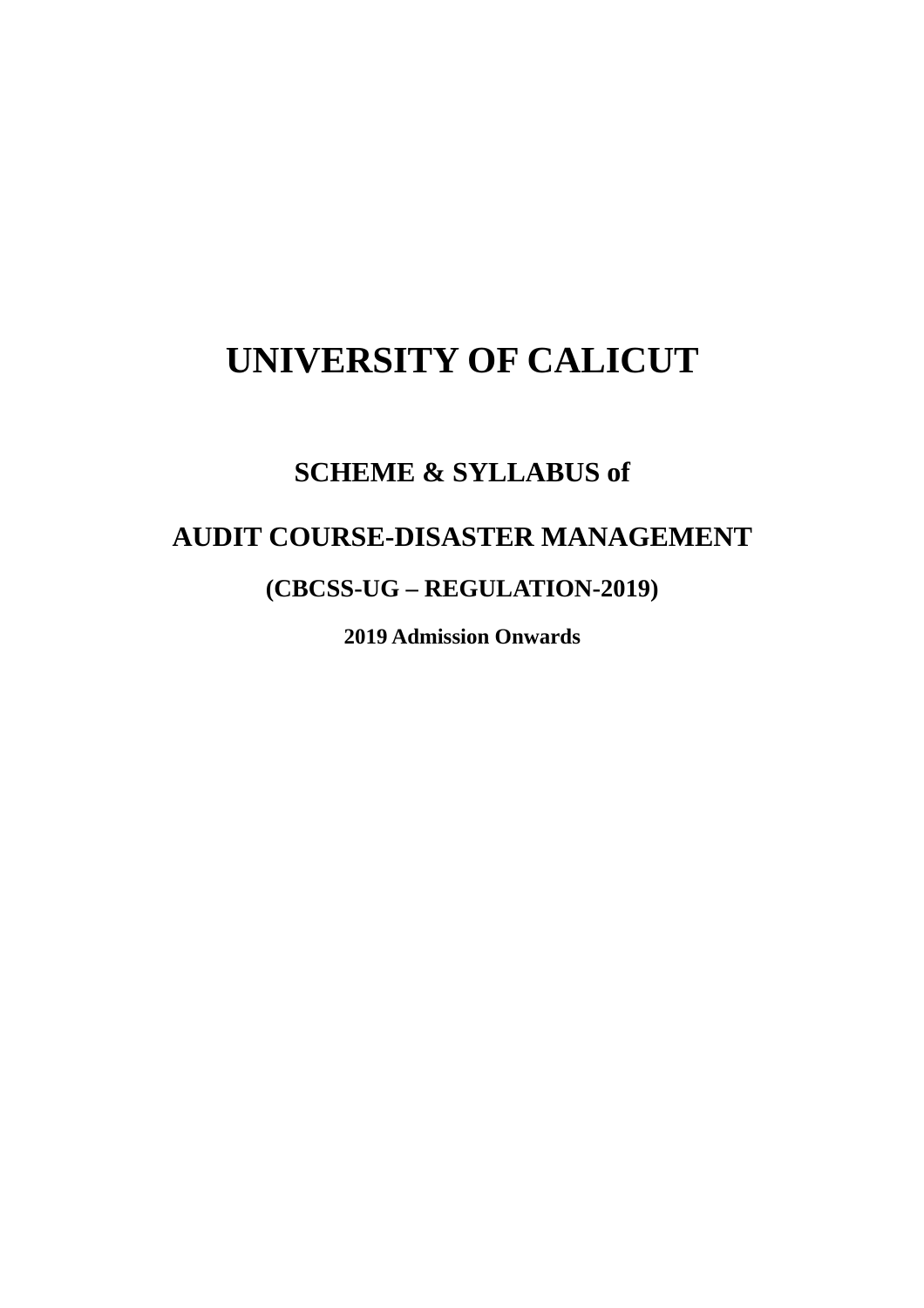# UNIVERSITY OF CALICUT

## SCHEME & SYLLABUS of

## AUDIT COURSE-DISASTER MANAGEMENT

### (CBCSS-UG – REGULATION-2019)

**2019 Admission Onwards**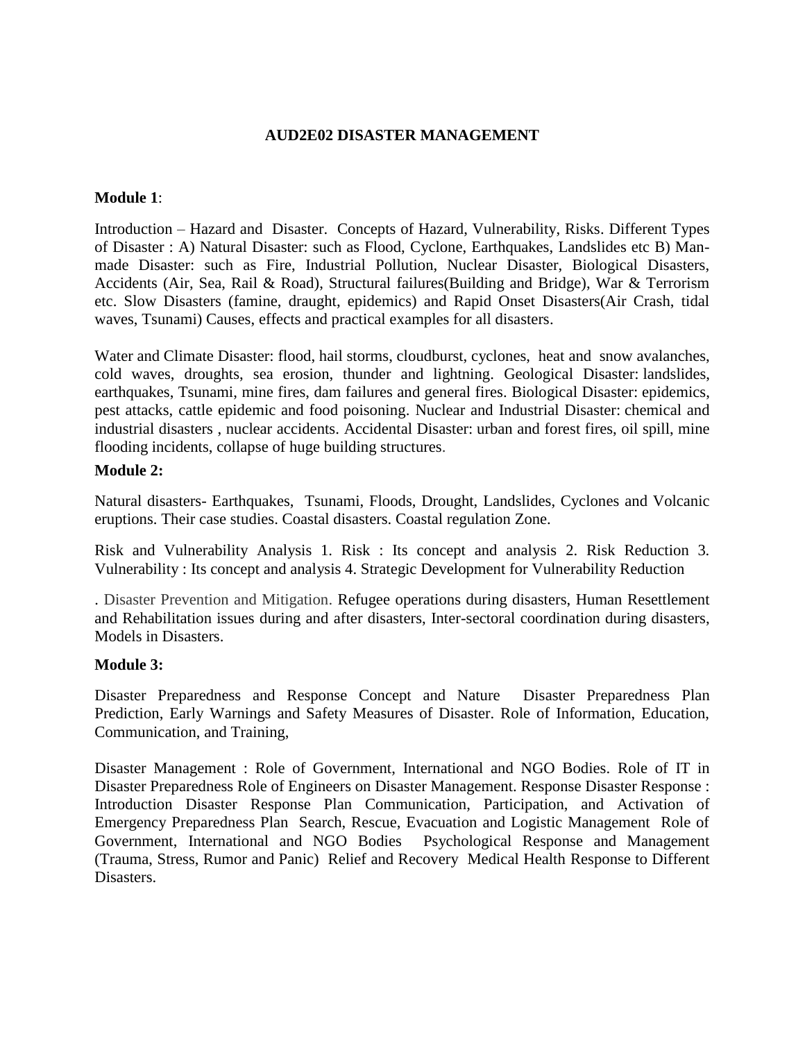# AUD2E02 DISASTER MANAGEMENT

**Module 1**:

Introduction – Hazard and Disaster. Concepts of Hazard, Vulnerability, Risks. Different Types of Disaster : A) Natural Disaster: such as Flood, Cyclone, Earthquakes, Landslides etc B) Man-made Disaster: such as Fire, Industrial Pollution, Nuclear Disaster, Biological Disasters, Accidents (Air, Sea, Rail & Road), Structural failures(Building and Bridge), War & Terrorism etc. Slow Disasters (famine, draught, epidemics) and Rapid Onset Disasters(Air Crash, tidal waves, Tsunami) Causes, effects and practical examples for all disasters.

Water and Climate Disaster: flood, hail storms, cloudburst, cyclones, heat and snow avalanches, cold waves, droughts, sea erosion, thunder and lightning. Geological Disaster: landslides, earthquakes, Tsunami, mine fires, dam failures and general fires. Biological Disaster: epidemics, pest attacks, cattle epidemic and food poisoning. Nuclear and Industrial Disaster: chemical and industrial disasters , nuclear accidents. Accidental Disaster: urban and forest fires, oil spill, mine flooding incidents, collapse of huge building structures.

**Module 2:**

Natural disasters- Earthquakes, Tsunami, Floods, Drought, Landslides, Cyclones and Volcanic eruptions. Their case studies. Coastal disasters. Coastal regulation Zone.

Risk and Vulnerability Analysis 1. Risk : Its concept and analysis 2. Risk Reduction 3. Vulnerability : Its concept and analysis 4. Strategic Development for Vulnerability Reduction

. Disaster Prevention and Mitigation. Refugee operations during disasters, Human Resettlement and Rehabilitation issues during and after disasters, Inter-sectoral coordination during disasters, Models in Disasters.

**Module 3:**

Disaster Preparedness and Response Concept and Nature Disaster Preparedness Plan Prediction, Early Warnings and Safety Measures of Disaster. Role of Information, Education, Communication, and Training,

Disaster Management : Role of Government, International and NGO Bodies. Role of IT in Disaster Preparedness Role of Engineers on Disaster Management. Response Disaster Response : Introduction Disaster Response Plan Communication, Participation, and Activation of Emergency Preparedness Plan Search, Rescue, Evacuation and Logistic Management Role of Government, International and NGO Bodies Psychological Response and Management (Trauma, Stress, Rumor and Panic) Relief and Recovery Medical Health Response to Different Disasters.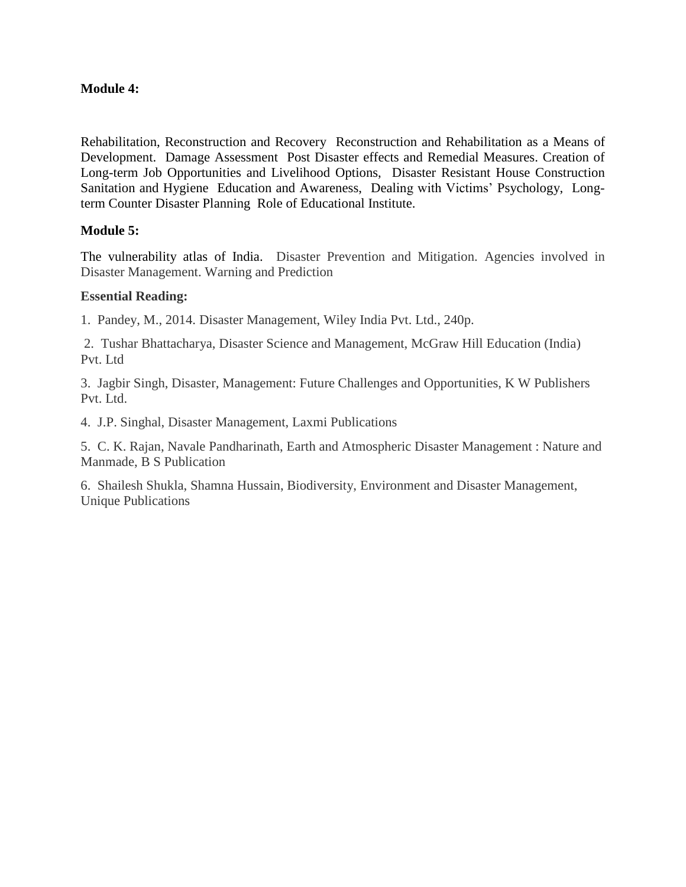**Module 4:**

Rehabilitation, Reconstruction and Recovery  Reconstruction and Rehabilitation as a Means of Development.  Damage Assessment  Post Disaster effects and Remedial Measures. Creation of Long-term Job Opportunities and Livelihood Options,  Disaster Resistant House Construction Sanitation and Hygiene  Education and Awareness,  Dealing with Victims' Psychology,  Long-term Counter Disaster Planning  Role of Educational Institute.

**Module 5:**

The vulnerability atlas of India.  Disaster Prevention and Mitigation. Agencies involved in Disaster Management. Warning and Prediction

**Essential Reading:**

1. Pandey, M., 2014. Disaster Management, Wiley India Pvt. Ltd., 240p.

2. Tushar Bhattacharya, Disaster Science and Management, McGraw Hill Education (India) Pvt. Ltd

3. Jagbir Singh, Disaster, Management: Future Challenges and Opportunities, K W Publishers Pvt. Ltd.

4. J.P. Singhal, Disaster Management, Laxmi Publications

5. C. K. Rajan, Navale Pandharinath, Earth and Atmospheric Disaster Management : Nature and Manmade, B S Publication

6. Shailesh Shukla, Shamna Hussain, Biodiversity, Environment and Disaster Management, Unique Publications